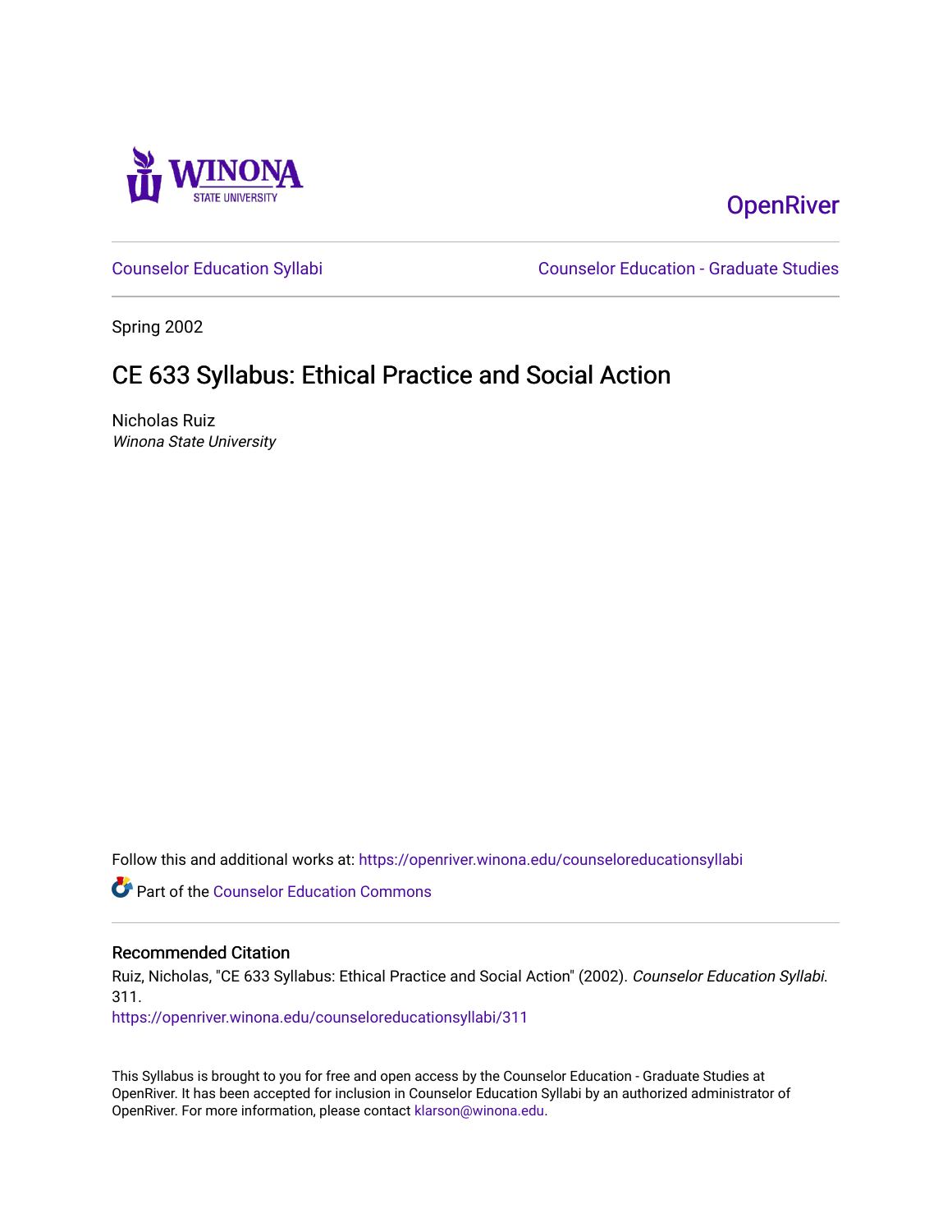WINONA STATE UNIVERSITY

OpenRiver

Counselor Education Syllabi | Counselor Education - Graduate Studies

Spring 2002

# CE 633 Syllabus: Ethical Practice and Social Action

Nicholas Ruiz
*Winona State University*

Follow this and additional works at: https://openriver.winona.edu/counseloreducationsyllabi

Part of the Counselor Education Commons

## Recommended Citation

Ruiz, Nicholas, "CE 633 Syllabus: Ethical Practice and Social Action" (2002). *Counselor Education Syllabi*. 311.
https://openriver.winona.edu/counseloreducationsyllabi/311

This Syllabus is brought to you for free and open access by the Counselor Education - Graduate Studies at OpenRiver. It has been accepted for inclusion in Counselor Education Syllabi by an authorized administrator of OpenRiver. For more information, please contact klarson@winona.edu.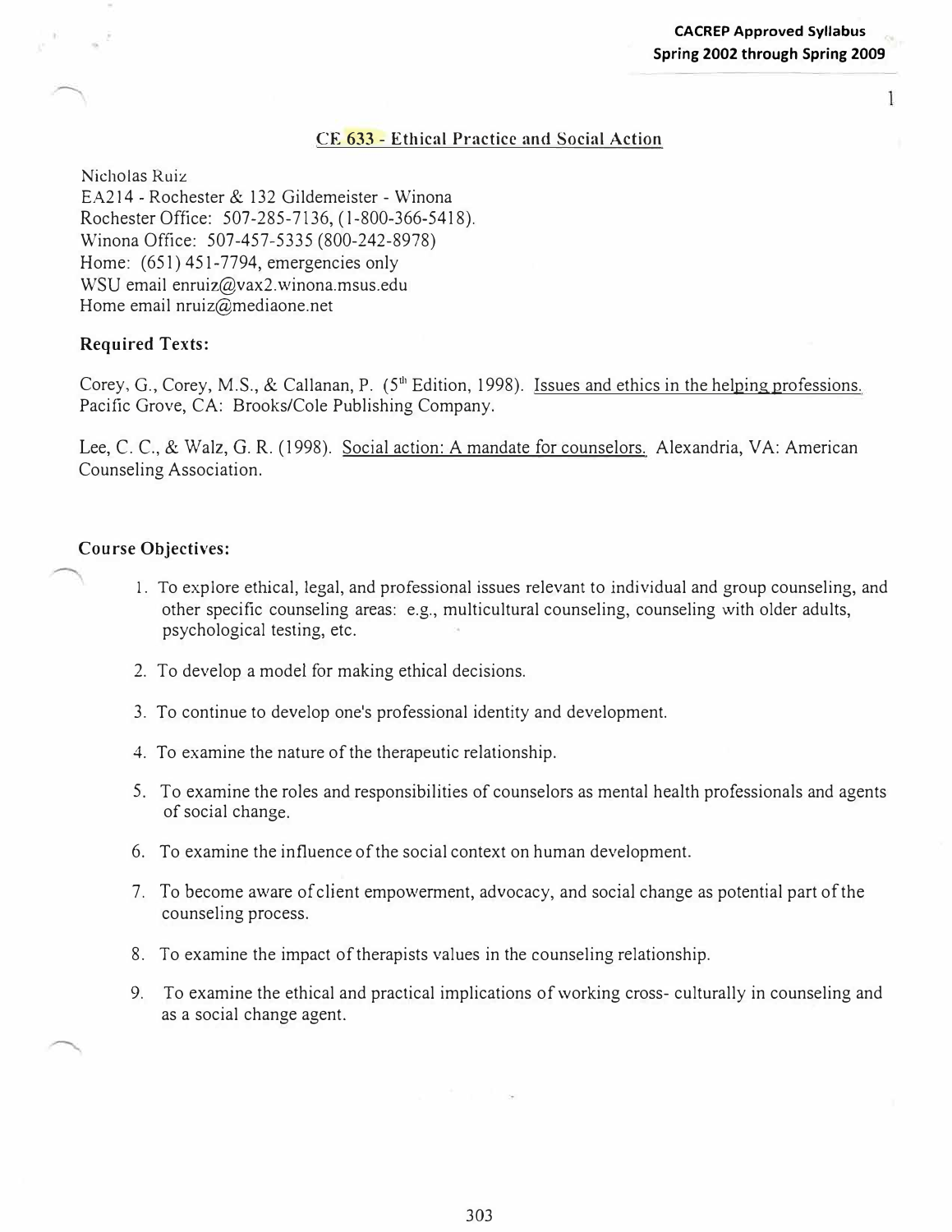## CE 633 - Ethical Practice and Social Action

Nicholas Ruiz
EA214 - Rochester & 132 Gildemeister - Winona
Rochester Office: 507-285-7136, (1-800-366-5418).
Winona Office: 507-457-5335 (800-242-8978)
Home: (651) 451-7794, emergencies only
WSU email enruiz@vax2.winona.msus.edu
Home email nruiz@mediaone.net

### Required Texts:

Corey, G., Corey, M.S., & Callanan, P. (5th Edition, 1998). Issues and ethics in the helping professions. Pacific Grove, CA: Brooks/Cole Publishing Company.

Lee, C. C., & Walz, G. R. (1998). Social action: A mandate for counselors. Alexandria, VA: American Counseling Association.

### Course Objectives:

1. To explore ethical, legal, and professional issues relevant to individual and group counseling, and other specific counseling areas: e.g., multicultural counseling, counseling with older adults, psychological testing, etc.
2. To develop a model for making ethical decisions.
3. To continue to develop one's professional identity and development.
4. To examine the nature of the therapeutic relationship.
5. To examine the roles and responsibilities of counselors as mental health professionals and agents of social change.
6. To examine the influence of the social context on human development.
7. To become aware of client empowerment, advocacy, and social change as potential part of the counseling process.
8. To examine the impact of therapists values in the counseling relationship.
9. To examine the ethical and practical implications of working cross- culturally in counseling and as a social change agent.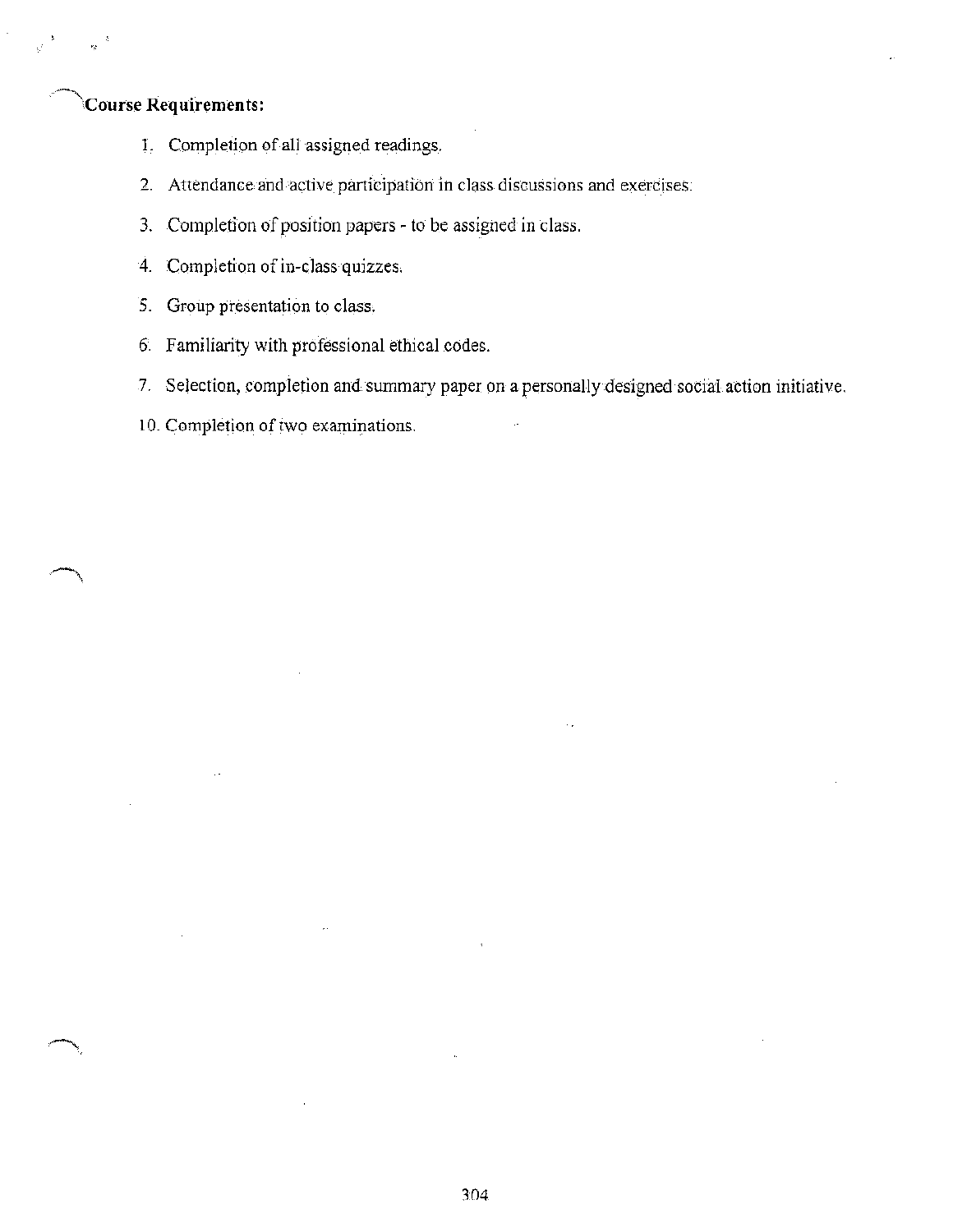**Course Requirements:**

1. Completion of all assigned readings.
2. Attendance and active participation in class discussions and exercises.
3. Completion of position papers - to be assigned in class.
4. Completion of in-class quizzes.
5. Group presentation to class.
6. Familiarity with professional ethical codes.
7. Selection, completion and summary paper on a personally designed social action initiative.

10. Completion of two examinations.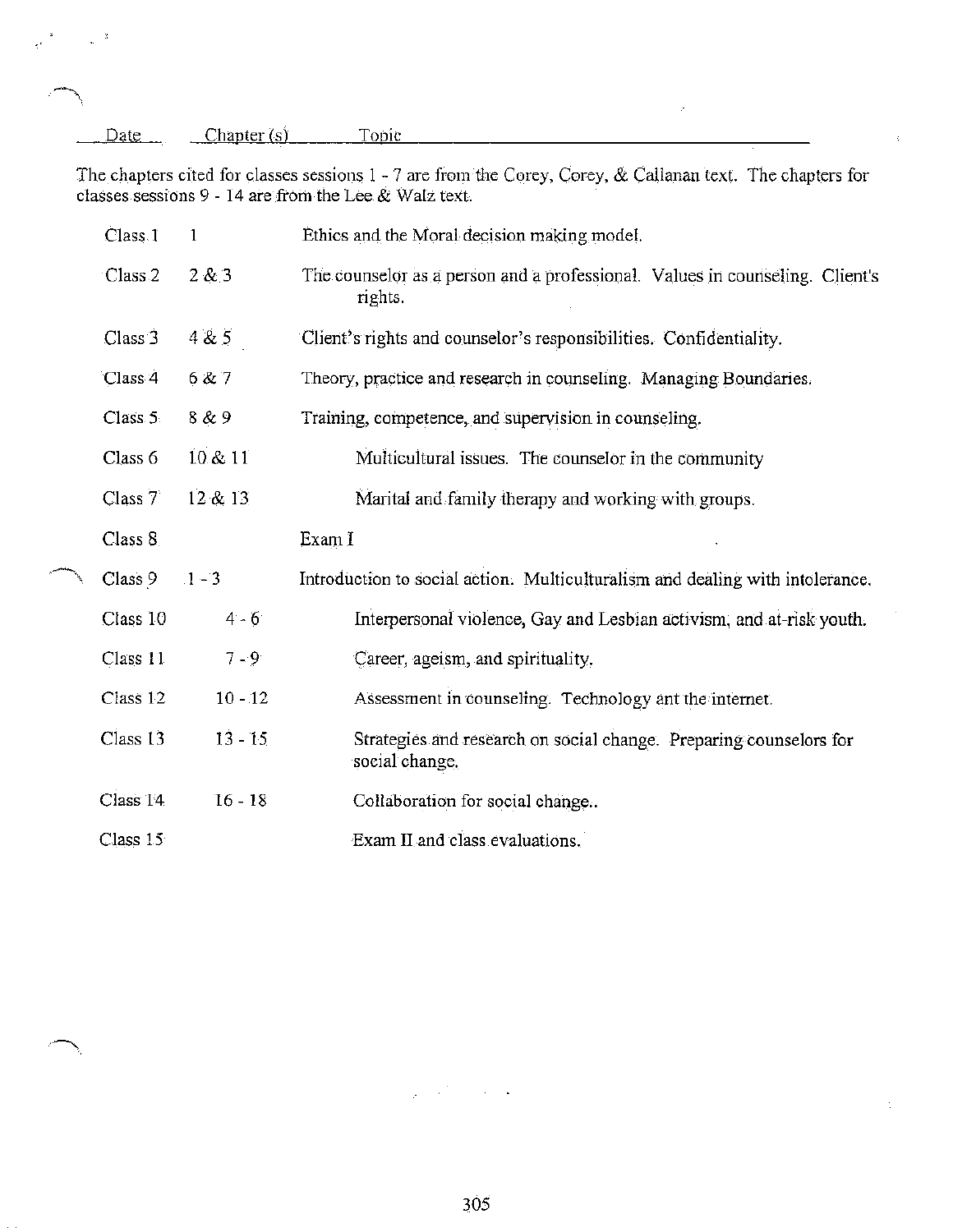| Date | Chapter (s) | Topic |
|---|---|---|

The chapters cited for classes sessions 1 - 7 are from the Corey, Corey, & Callanan text. The chapters for classes sessions 9 - 14 are from the Lee & Walz text.

| | | |
|---|---|---|
| Class 1 | 1 | Ethics and the Moral decision making model. |
| Class 2 | 2 & 3 | The counselor as a person and a professional. Values in counseling. Client's rights. |
| Class 3 | 4 & 5 | Client's rights and counselor's responsibilities. Confidentiality. |
| Class 4 | 6 & 7 | Theory, practice and research in counseling. Managing Boundaries. |
| Class 5 | 8 & 9 | Training, competence, and supervision in counseling. |
| Class 6 | 10 & 11 | Multicultural issues. The counselor in the community |
| Class 7 | 12 & 13 | Marital and family therapy and working with groups. |
| Class 8 | | Exam I |
| Class 9 | 1 - 3 | Introduction to social action. Multiculturalism and dealing with intolerance. |
| Class 10 | 4 - 6 | Interpersonal violence, Gay and Lesbian activism, and at-risk youth. |
| Class 11 | 7 - 9 | Career, ageism, and spirituality. |
| Class 12 | 10 - 12 | Assessment in counseling. Technology ant the internet. |
| Class 13 | 13 - 15 | Strategies and research on social change. Preparing counselors for social change. |
| Class 14 | 16 - 18 | Collaboration for social change.. |
| Class 15 | | Exam II and class evaluations. |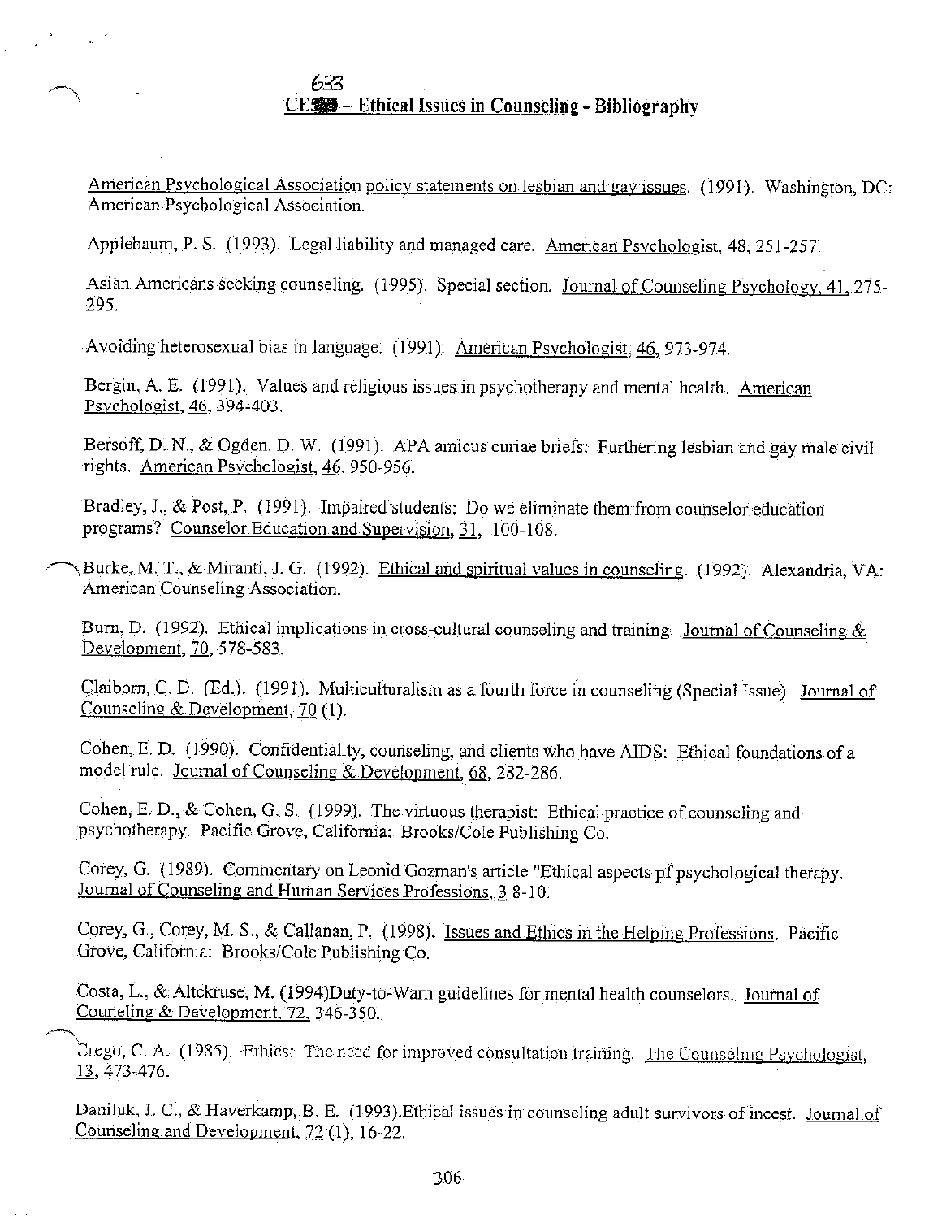## 633 CE – Ethical Issues in Counseling - Bibliography

American Psychological Association policy statements on lesbian and gay issues. (1991). Washington, DC: American Psychological Association.

Applebaum, P. S. (1993). Legal liability and managed care. American Psychologist, 48, 251-257.

Asian Americans seeking counseling. (1995). Special section. Journal of Counseling Psychology, 41, 275-295.

Avoiding heterosexual bias in language. (1991). American Psychologist, 46, 973-974.

Bergin, A. E. (1991). Values and religious issues in psychotherapy and mental health. American Psychologist, 46, 394-403.

Bersoff, D. N., & Ogden, D. W. (1991). APA amicus curiae briefs: Furthering lesbian and gay male civil rights. American Psychologist, 46, 950-956.

Bradley, J., & Post, P. (1991). Impaired students: Do we eliminate them from counselor education programs? Counselor Education and Supervision, 31, 100-108.

Burke, M. T., & Miranti, J. G. (1992). Ethical and spiritual values in counseling. (1992). Alexandria, VA: American Counseling Association.

Burn, D. (1992). Ethical implications in cross-cultural counseling and training. Journal of Counseling & Development, 70, 578-583.

Claiborn, C. D. (Ed.). (1991). Multiculturalism as a fourth force in counseling (Special Issue). Journal of Counseling & Development, 70 (1).

Cohen, E. D. (1990). Confidentiality, counseling, and clients who have AIDS: Ethical foundations of a model rule. Journal of Counseling & Development, 68, 282-286.

Cohen, E. D., & Cohen, G. S. (1999). The virtuous therapist: Ethical practice of counseling and psychotherapy. Pacific Grove, California: Brooks/Cole Publishing Co.

Corey, G. (1989). Commentary on Leonid Gozman's article "Ethical aspects pf psychological therapy. Journal of Counseling and Human Services Professions, 3 8-10.

Corey, G., Corey, M. S., & Callanan, P. (1998). Issues and Ethics in the Helping Professions. Pacific Grove, California: Brooks/Cole Publishing Co.

Costa, L., & Altekruse, M. (1994)Duty-to-Warn guidelines for mental health counselors. Journal of Couneling & Development, 72, 346-350.

Crego, C. A. (1985). Ethics: The need for improved consultation training. The Counseling Psychologist, 13, 473-476.

Daniluk, J. C., & Haverkamp, B. E. (1993).Ethical issues in counseling adult survivors of incest. Journal of Counseling and Development, 72 (1), 16-22.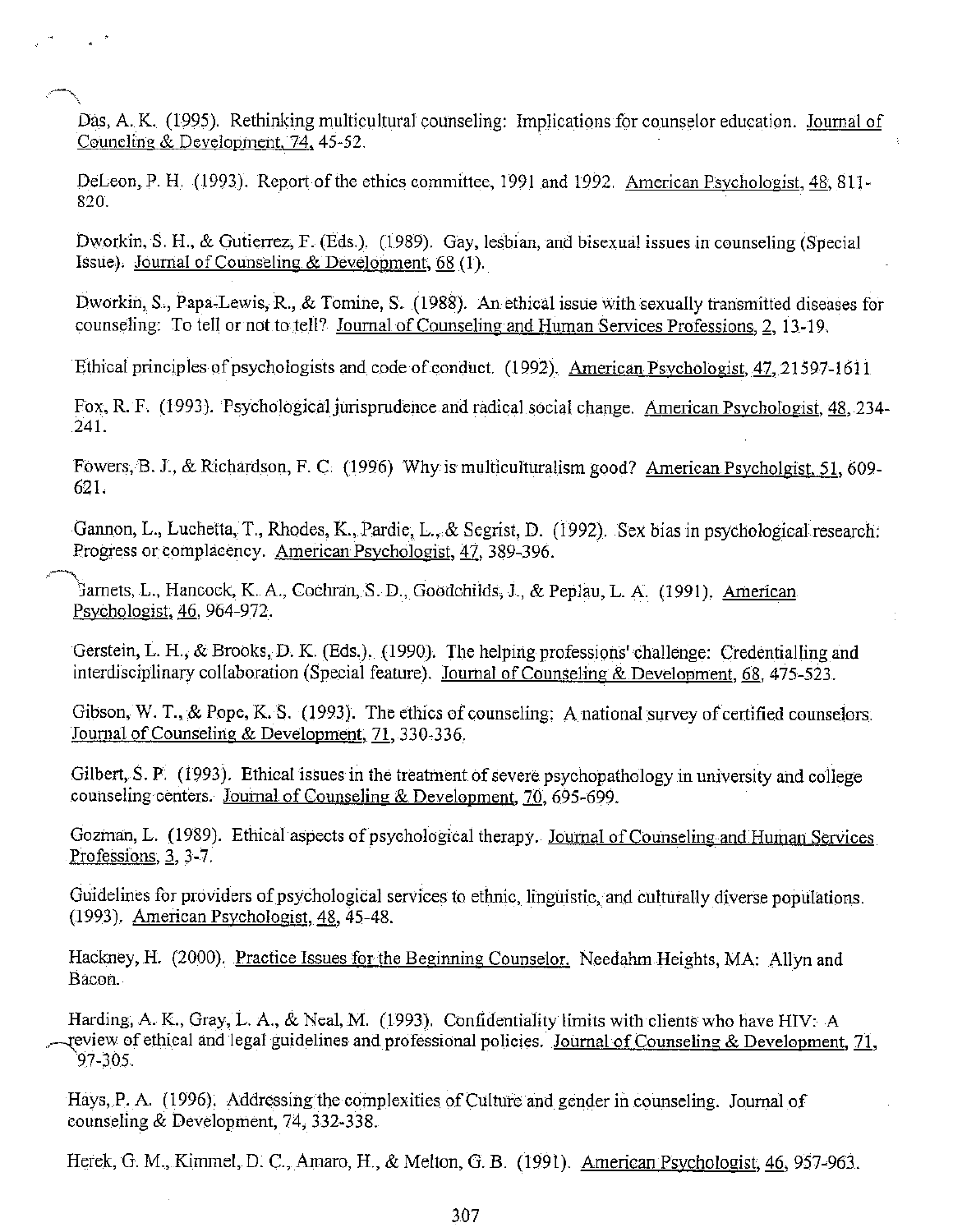Das, A. K. (1995). Rethinking multicultural counseling: Implications for counselor education. Journal of Counsling & Development, 74, 45-52.

DeLeon, P. H. (1993). Report of the ethics committee, 1991 and 1992. American Psychologist, 48, 811-820.

Dworkin, S. H., & Gutierrez, F. (Eds.). (1989). Gay, lesbian, and bisexual issues in counseling (Special Issue). Journal of Counseling & Development, 68 (1).

Dworkin, S., Papa-Lewis, R., & Tomine, S. (1988). An ethical issue with sexually transmitted diseases for counseling: To tell or not to tell? Journal of Counseling and Human Services Professions, 2, 13-19.

Ethical principles of psychologists and code of conduct. (1992). American Psychologist, 47, 21597-1611

Fox, R. F. (1993). Psychological jurisprudence and radical social change. American Psychologist, 48, 234-241.

Fowers, B. J., & Richardson, F. C. (1996) Why is multiculturalism good? American Psycholgist, 51, 609-621.

Gannon, L., Luchetta, T., Rhodes, K., Pardie, L., & Segrist, D. (1992). Sex bias in psychological research: Progress or complacency. American Psychologist, 47, 389-396.

Garnets, L., Hancock, K. A., Cochran, S. D., Goodchilds, J., & Peplau, L. A. (1991). American Psychologist, 46, 964-972.

Gerstein, L. H., & Brooks, D. K. (Eds.). (1990). The helping professions' challenge: Credentialling and interdisciplinary collaboration (Special feature). Journal of Counseling & Development, 68, 475-523.

Gibson, W. T., & Pope, K. S. (1993). The ethics of counseling: A national survey of certified counselors. Journal of Counseling & Development, 71, 330-336.

Gilbert, S. P. (1993). Ethical issues in the treatment of severe psychopathology in university and college counseling centers. Journal of Counseling & Development, 70, 695-699.

Gozman, L. (1989). Ethical aspects of psychological therapy. Journal of Counseling and Human Services Professions, 3, 3-7.

Guidelines for providers of psychological services to ethnic, linguistic, and culturally diverse populations. (1993). American Psychologist, 48, 45-48.

Hackney, H. (2000). Practice Issues for the Beginning Counselor. Needahm Heights, MA: Allyn and Bacon.

Harding, A. K., Gray, L. A., & Neal, M. (1993). Confidentiality limits with clients who have HIV: A review of ethical and legal guidelines and professional policies. Journal of Counseling & Development, 71, 297-305.

Hays, P. A. (1996). Addressing the complexities of Culture and gender in counseling. Journal of counseling & Development, 74, 332-338.

Herek, G. M., Kimmel, D. C., Amaro, H., & Melton, G. B. (1991). American Psychologist, 46, 957-963.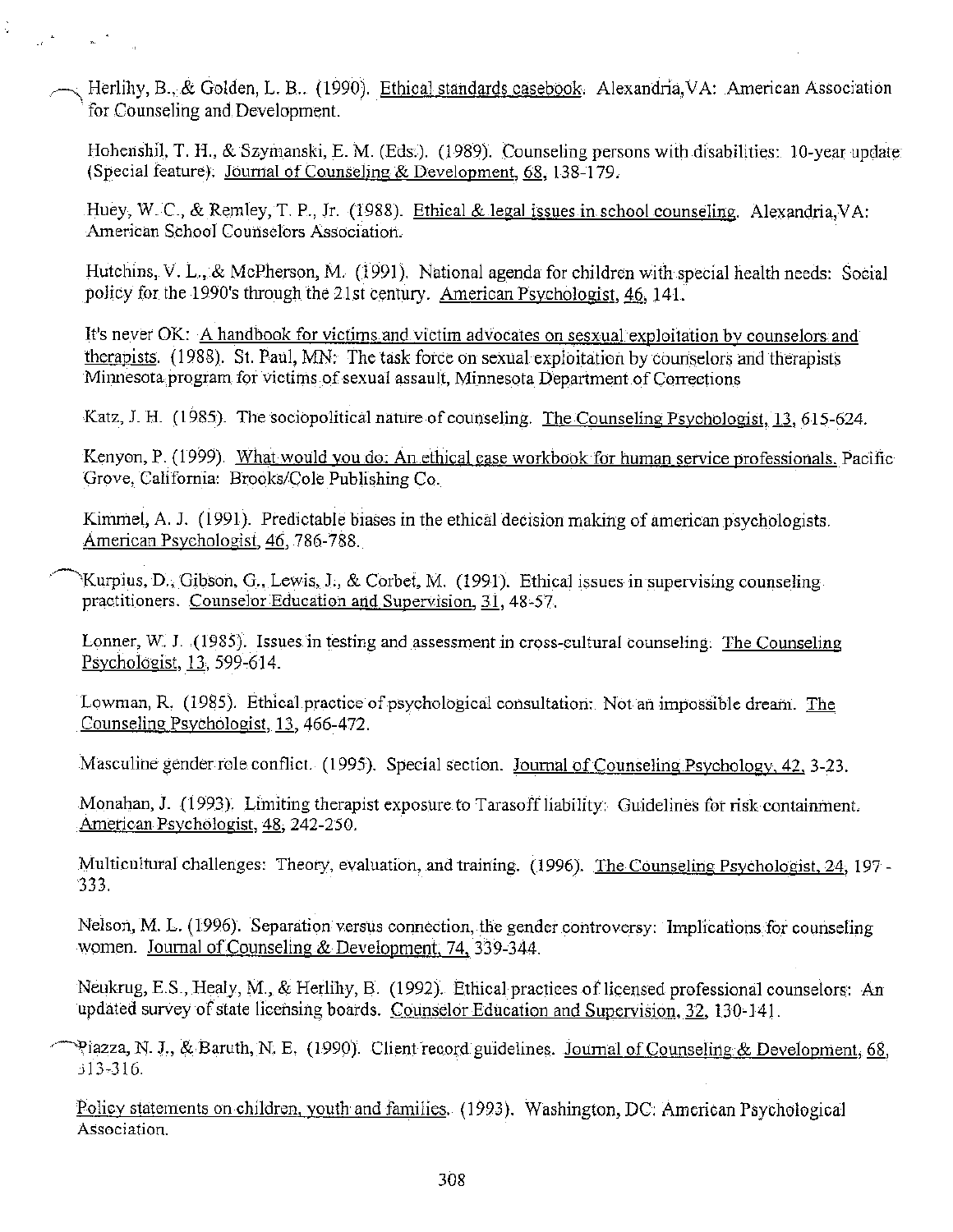Herlihy, B., & Golden, L. B.. (1990). Ethical standards casebook. Alexandria,VA: American Association for Counseling and Development.

Hohenshil, T. H., & Szymanski, E. M. (Eds.). (1989). Counseling persons with disabilities: 10-year update (Special feature). Journal of Counseling & Development, 68, 138-179.

Huey, W. C., & Remley, T. P., Jr. (1988). Ethical & legal issues in school counseling. Alexandria,VA: American School Counselors Association.

Hutchins, V. L., & McPherson, M. (1991). National agenda for children with special health needs: Social policy for the 1990's through the 21st century. American Psychologist, 46, 141.

It's never OK: A handbook for victims and victim advocates on sesxual exploitation by counselors and therapists. (1988). St. Paul, MN: The task force on sexual exploitation by counselors and therapists Minnesota program for victims of sexual assault, Minnesota Department of Corrections

Katz, J. H. (1985). The sociopolitical nature of counseling. The Counseling Psychologist, 13, 615-624.

Kenyon, P. (1999). What would you do: An ethical case workbook for human service professionals. Pacific Grove, California: Brooks/Cole Publishing Co.

Kimmel, A. J. (1991). Predictable biases in the ethical decision making of american psychologists. American Psychologist, 46, 786-788.

Kurpius, D., Gibson, G., Lewis, J., & Corbet, M. (1991). Ethical issues in supervising counseling practitioners. Counselor Education and Supervision, 31, 48-57.

Lonner, W. J. (1985). Issues in testing and assessment in cross-cultural counseling. The Counseling Psychologist, 13, 599-614.

Lowman, R. (1985). Ethical practice of psychological consultation: Not an impossible dream. The Counseling Psychologist, 13, 466-472.

Masculine gender role conflict. (1995). Special section. Journal of Counseling Psychology, 42, 3-23.

Monahan, J. (1993). Limiting therapist exposure to Tarasoff liability: Guidelines for risk containment. American Psychologist, 48, 242-250.

Multicultural challenges: Theory, evaluation, and training. (1996). The Counseling Psychologist, 24, 197-333.

Nelson, M. L. (1996). Separation versus connection, the gender controversy: Implications for counseling women. Journal of Counseling & Development, 74, 339-344.

Neukrug, E.S., Healy, M., & Herlihy, B. (1992). Ethical practices of licensed professional counselors: An updated survey of state licensing boards. Counselor Education and Supervision, 32, 130-141.

Piazza, N. J., & Baruth, N. E. (1990). Client record guidelines. Journal of Counseling & Development, 68, 313-316.

Policy statements on children, youth and families. (1993). Washington, DC: American Psychological Association.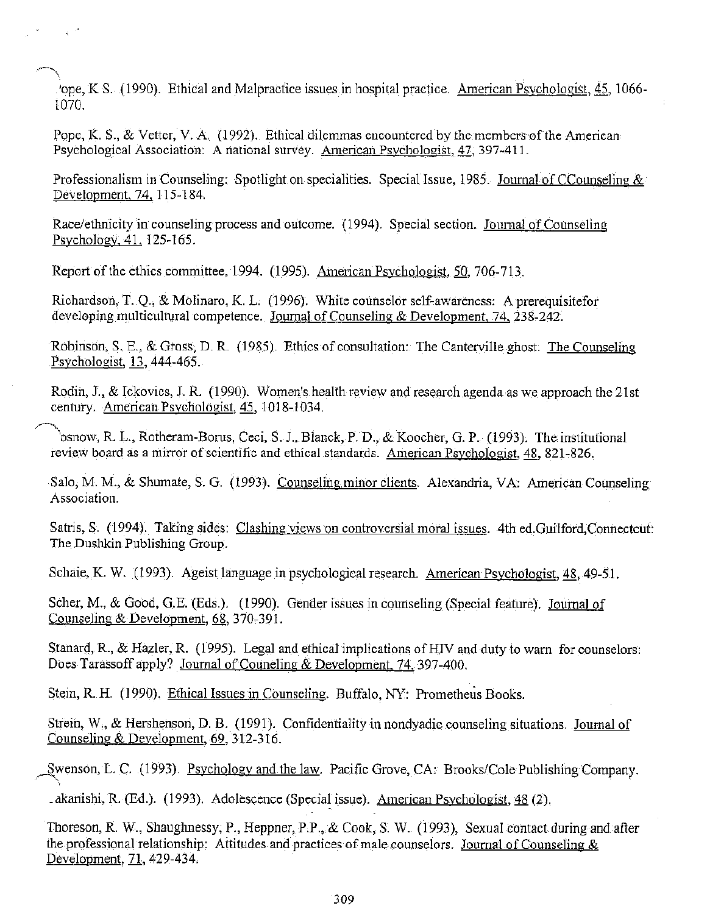'ope, K S. (1990). Ethical and Malpractice issues in hospital practice. American Psychologist, 45, 1066-1070.

Pope, K. S., & Vetter, V. A. (1992). Ethical dilemmas encountered by the members of the American Psychological Association: A national survey. American Psychologist, 47, 397-411.

Professionalism in Counseling: Spotlight on specialities. Special Issue, 1985. Journal of CCounseling & Development, 74, 115-184.

Race/ethnicity in counseling process and outcome. (1994). Special section. Journal of Counseling Psychology, 41, 125-165.

Report of the ethics committee, 1994. (1995). American Psychologist, 50, 706-713.

Richardson, T. Q., & Molinaro, K. L. (1996). White counselor self-awareness: A prerequisitefor developing multicultural competence. Journal of Counseling & Development, 74, 238-242.

Robinson, S. E., & Gross, D. R. (1985). Ethics of consultation: The Canterville ghost. The Counseling Psychologist, 13, 444-465.

Rodin, J., & Ickovics, J. R. (1990). Women's health review and research agenda as we approach the 21st century. American Psychologist, 45, 1018-1034.

osnow, R. L., Rotheram-Borus, Ceci, S. J., Blanck, P. D., & Koocher, G. P. (1993). The institutional review board as a mirror of scientific and ethical standards. American Psychologist, 48, 821-826.

Salo, M. M., & Shumate, S. G. (1993). Counseling minor clients. Alexandria, VA: American Counseling Association.

Satris, S. (1994). Taking sides: Clashing views on controversial moral issues. 4th ed.Guilford,Connectcut: The Dushkin Publishing Group.

Schaie, K. W. (1993). Ageist language in psychological research. American Psychologist, 48, 49-51.

Scher, M., & Good, G.E. (Eds.). (1990). Gender issues in counseling (Special feature). Journal of Counseling & Development, 68, 370-391.

Stanard, R., & Hazler, R. (1995). Legal and ethical implications of HIV and duty to warn for counselors: Does Tarassoff apply? Journal of Couneling & Development, 74, 397-400.

Stein, R. H. (1990). Ethical Issues in Counseling. Buffalo, NY: Prometheus Books.

Strein, W., & Hershenson, D. B. (1991). Confidentiality in nondyadic counseling situations. Journal of Counseling & Development, 69, 312-316.

Swenson, L. C. (1993). Psychology and the law. Pacific Grove, CA: Brooks/Cole Publishing Company.

akanishi, R. (Ed.). (1993). Adolescence (Special issue). American Psychologist, 48 (2).

Thoreson, R. W., Shaughnessy, P., Heppner, P.P., & Cook, S. W. (1993), Sexual contact during and after the professional relationship: Attitudes and practices of male counselors. Journal of Counseling & Development, 71, 429-434.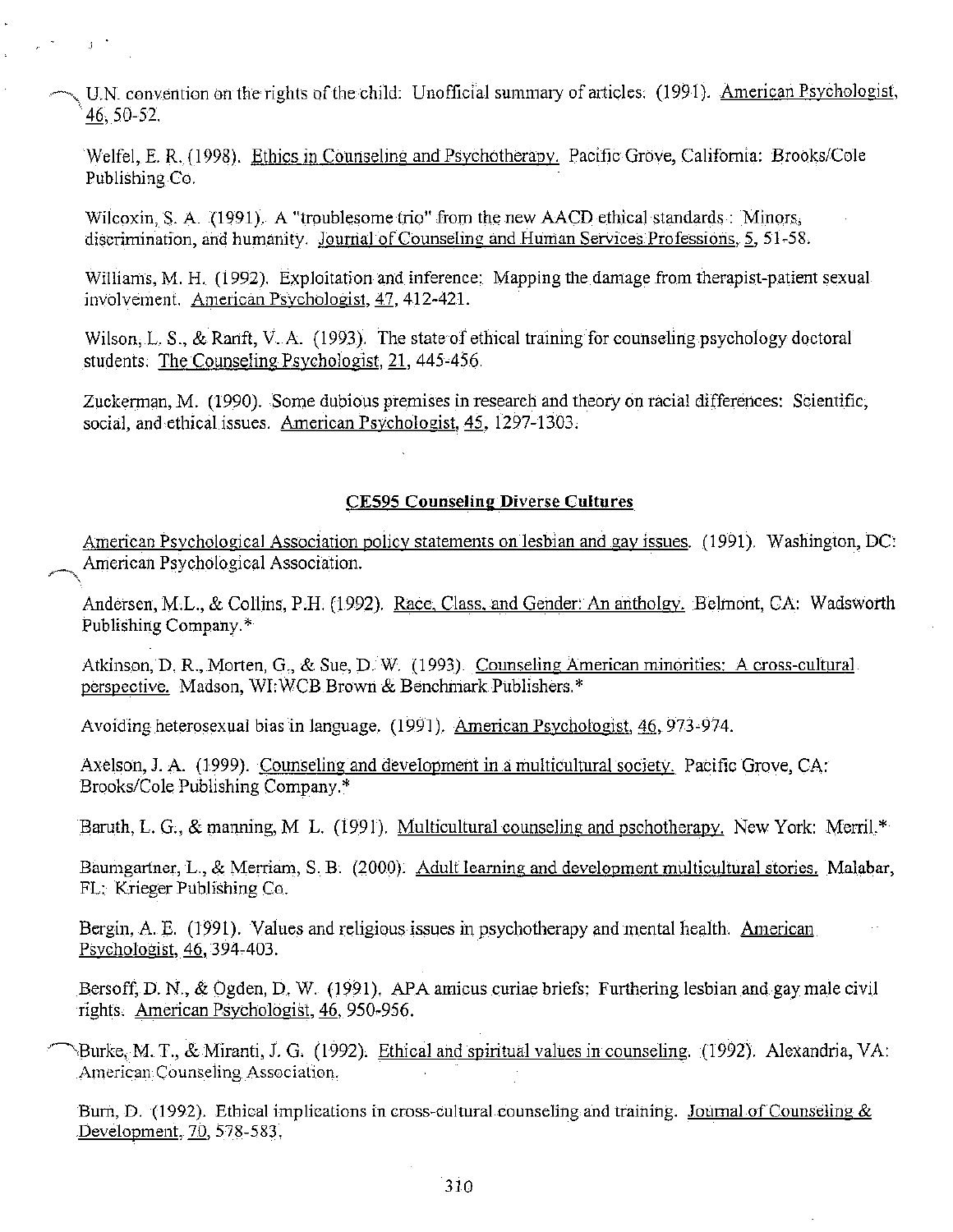U.N. convention on the rights of the child: Unofficial summary of articles. (1991). American Psychologist, 46, 50-52.

Welfel, E. R. (1998). Ethics in Counseling and Psychotherapy. Pacific Grove, California: Brooks/Cole Publishing Co.

Wilcoxin, S. A. (1991). A "troublesome trio" from the new AACD ethical standards: Minors, discrimination, and humanity. Journal of Counseling and Human Services Professions, 5, 51-58.

Williams, M. H. (1992). Exploitation and inference: Mapping the damage from therapist-patient sexual involvement. American Psychologist, 47, 412-421.

Wilson, L. S., & Ranft, V. A. (1993). The state of ethical training for counseling psychology doctoral students. The Counseling Psychologist, 21, 445-456.

Zuckerman, M. (1990). Some dubious premises in research and theory on racial differences: Scientific, social, and ethical issues. American Psychologist, 45, 1297-1303.

## CE595 Counseling Diverse Cultures

American Psychological Association policy statements on lesbian and gay issues. (1991). Washington, DC: American Psychological Association.

Andersen, M.L., & Collins, P.H. (1992). Race, Class, and Gender: An antholgy. Belmont, CA: Wadsworth Publishing Company.*

Atkinson, D. R., Morten, G., & Sue, D. W. (1993). Counseling American minorities: A cross-cultural perspective. Madson, WI: WCB Brown & Benchmark Publishers.*

Avoiding heterosexual bias in language. (1991). American Psychologist, 46, 973-974.

Axelson, J. A. (1999). Counseling and development in a multicultural society. Pacific Grove, CA: Brooks/Cole Publishing Company.*

Baruth, L. G., & manning, M L. (1991). Multicultural counseling and pschotherapy. New York: Merril.*

Baumgartner, L., & Merriam, S. B. (2000). Adult learning and development multicultural stories. Malabar, FL: Krieger Publishing Co.

Bergin, A. E. (1991). Values and religious issues in psychotherapy and mental health. American Psychologist, 46, 394-403.

Bersoff, D. N., & Ogden, D. W. (1991). APA amicus curiae briefs: Furthering lesbian and gay male civil rights. American Psychologist, 46, 950-956.

Burke, M. T., & Miranti, J. G. (1992). Ethical and spiritual values in counseling. (1992). Alexandria, VA: American Counseling Association.

Burn, D. (1992). Ethical implications in cross-cultural counseling and training. Journal of Counseling & Development, 70, 578-583.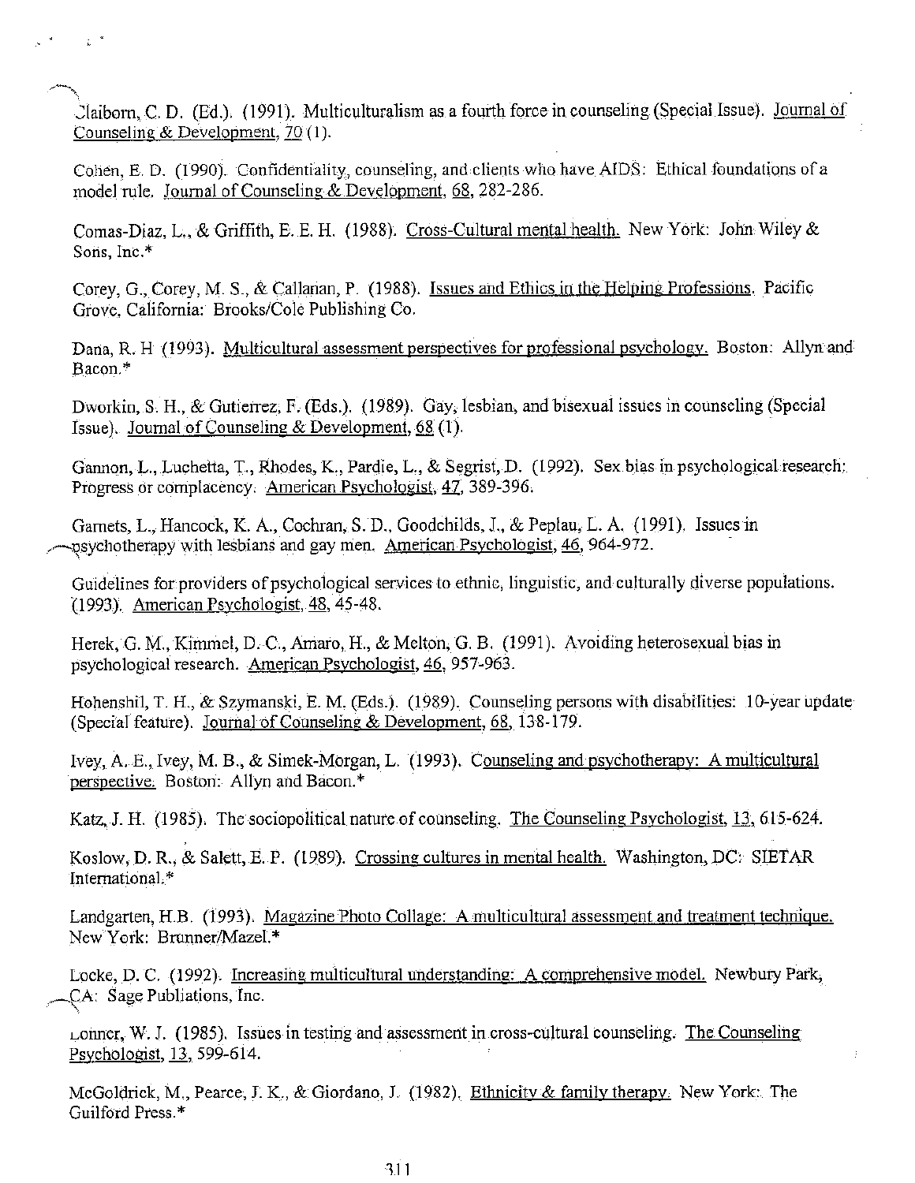Claiborn, C. D. (Ed.). (1991). Multiculturalism as a fourth force in counseling (Special Issue). Journal of Counseling & Development, 70 (1).

Cohen, E. D. (1990). Confidentiality, counseling, and clients who have AIDS: Ethical foundations of a model rule. Journal of Counseling & Development, 68, 282-286.

Comas-Diaz, L., & Griffith, E. E. H. (1988). Cross-Cultural mental health. New York: John Wiley & Sons, Inc.*

Corey, G., Corey, M. S., & Callanan, P. (1988). Issues and Ethics in the Helping Professions. Pacific Grove, California: Brooks/Cole Publishing Co.

Dana, R. H (1993). Multicultural assessment perspectives for professional psychology. Boston: Allyn and Bacon.*

Dworkin, S. H., & Gutierrez, F. (Eds.). (1989). Gay, lesbian, and bisexual issues in counseling (Special Issue). Journal of Counseling & Development, 68 (1).

Gannon, L., Luchetta, T., Rhodes, K., Pardie, L., & Segrist, D. (1992). Sex bias in psychological research: Progress or complacency. American Psychologist, 47, 389-396.

Garnets, L., Hancock, K. A., Cochran, S. D., Goodchilds, J., & Peplau, L. A. (1991). Issues in psychotherapy with lesbians and gay men. American Psychologist, 46, 964-972.

Guidelines for providers of psychological services to ethnic, linguistic, and culturally diverse populations. (1993). American Psychologist, 48, 45-48.

Herek, G. M., Kimmel, D. C., Amaro, H., & Melton, G. B. (1991). Avoiding heterosexual bias in psychological research. American Psychologist, 46, 957-963.

Hohenshil, T. H., & Szymanski, E. M. (Eds.). (1989). Counseling persons with disabilities: 10-year update (Special feature). Journal of Counseling & Development, 68, 138-179.

Ivey, A. E., Ivey, M. B., & Simek-Morgan, L. (1993). Counseling and psychotherapy: A multicultural perspective. Boston: Allyn and Bacon.*

Katz, J. H. (1985). The sociopolitical nature of counseling. The Counseling Psychologist, 13, 615-624.

Koslow, D. R., & Salett, E. P. (1989). Crossing cultures in mental health. Washington, DC: SIETAR International.*

Landgarten, H.B. (1993). Magazine Photo Collage: A multicultural assessment and treatment technique. New York: Brunner/Mazel.*

Locke, D. C. (1992). Increasing multicultural understanding: A comprehensive model. Newbury Park, CA: Sage Publiations, Inc.

Lonner, W. J. (1985). Issues in testing and assessment in cross-cultural counseling. The Counseling Psychologist, 13, 599-614.

McGoldrick, M., Pearce, J. K., & Giordano, J. (1982). Ethnicity & family therapy. New York: The Guilford Press.*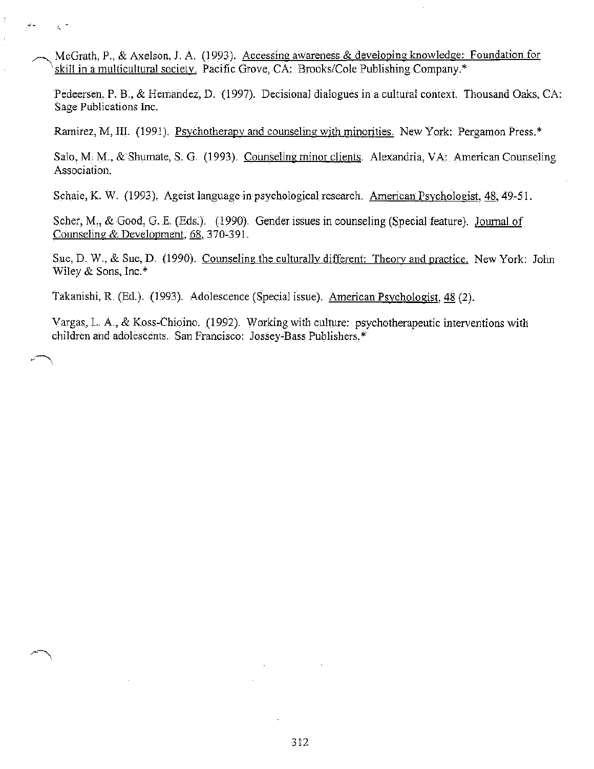McGrath, P., & Axelson, J. A. (1993). Accessing awareness & developing knowledge: Foundation for skill in a multicultural society. Pacific Grove, CA: Brooks/Cole Publishing Company.*

Pedeersen, P. B., & Hernandez, D. (1997). Decisional dialogues in a cultural context. Thousand Oaks, CA: Sage Publications Inc.

Ramirez, M, III. (1991). Psychotherapy and counseling with minorities. New York: Pergamon Press.*

Salo, M. M., & Shumate, S. G. (1993). Counseling minor clients. Alexandria, VA: American Counseling Association.

Schaie, K. W. (1993). Ageist language in psychological research. American Psychologist, 48, 49-51.

Scher, M., & Good, G. E. (Eds.). (1990). Gender issues in counseling (Special feature). Journal of Counseling & Development, 68, 370-391.

Sue, D. W., & Sue, D. (1990). Counseling the culturally different: Theory and practice. New York: John Wiley & Sons, Inc.*

Takanishi, R. (Ed.). (1993). Adolescence (Special issue). American Psychologist, 48 (2).

Vargas, L. A., & Koss-Chioino. (1992). Working with culture: psychotherapeutic interventions with children and adolescents. San Francisco: Jossey-Bass Publishers.*